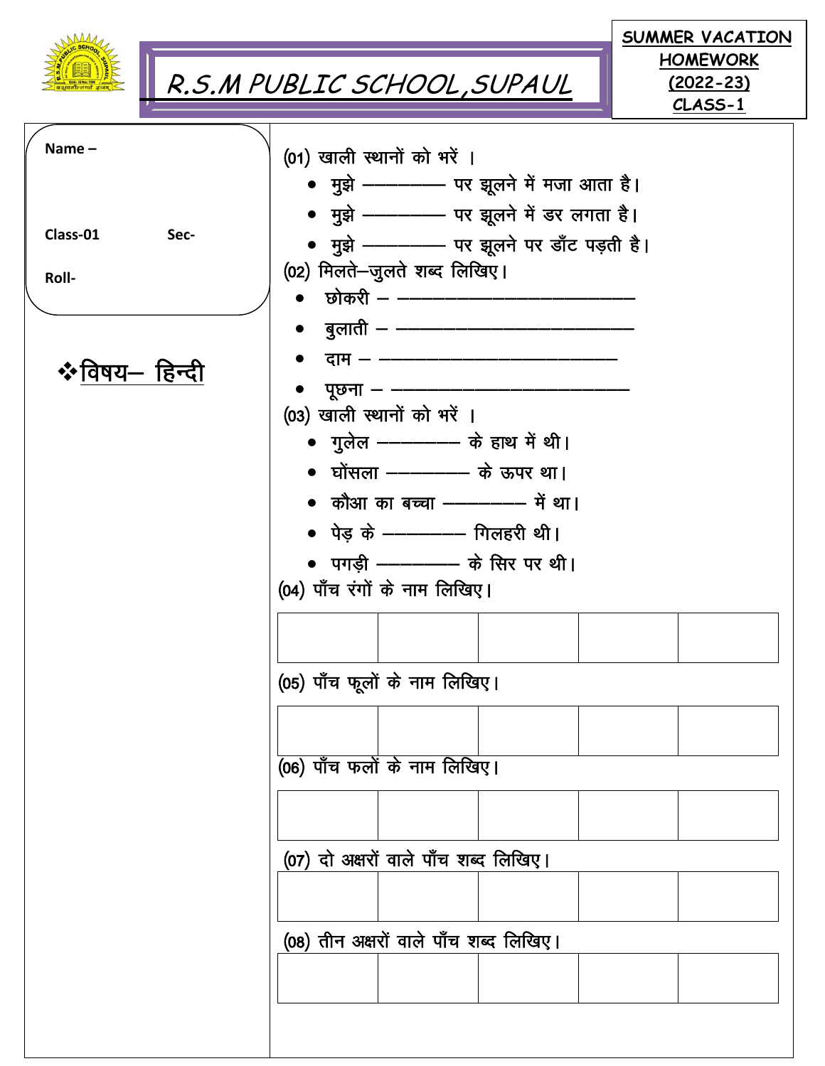# R.S.M PUBLIC SCHOOL, SUPAUL

**SUMMER VACATION HOMEWORK (2022-23) CLASS-1**

Name –

Class-01 Sec-

Roll-

## ❖ विषय– हिन्दी

(01) खाली स्थानों को भरें ।

- मुझे ———— पर झूलने में मजा आता है।
- मुझे ———— पर झूलने में डर लगता है।
- मुझे ———— पर झूलने पर डाँट पड़ती है।

(02) मिलते–जुलते शब्द लिखिए।

- छोकरी – ————————————
- बुलाती – ————————————
- दाम – ————————————
- पूछना – ————————————

(03) खाली स्थानों को भरें ।

- गुलेल ———— के हाथ में थी।
- घोंसला ———— के ऊपर था।
- कौआ का बच्चा ———— में था।
- पेड़ के ———— गिलहरी थी।
- पगड़ी ———— के सिर पर थी।

(04) पाँच रंगों के नाम लिखिए।

| | | | | |
|---|---|---|---|---|
| | | | | |

(05) पाँच फूलों के नाम लिखिए।

| | | | | |
|---|---|---|---|---|
| | | | | |

(06) पाँच फलों के नाम लिखिए।

| | | | | |
|---|---|---|---|---|
| | | | | |

(07) दो अक्षरों वाले पाँच शब्द लिखिए।

| | | | | |
|---|---|---|---|---|
| | | | | |

(08) तीन अक्षरों वाले पाँच शब्द लिखिए।

| | | | | |
|---|---|---|---|---|
| | | | | |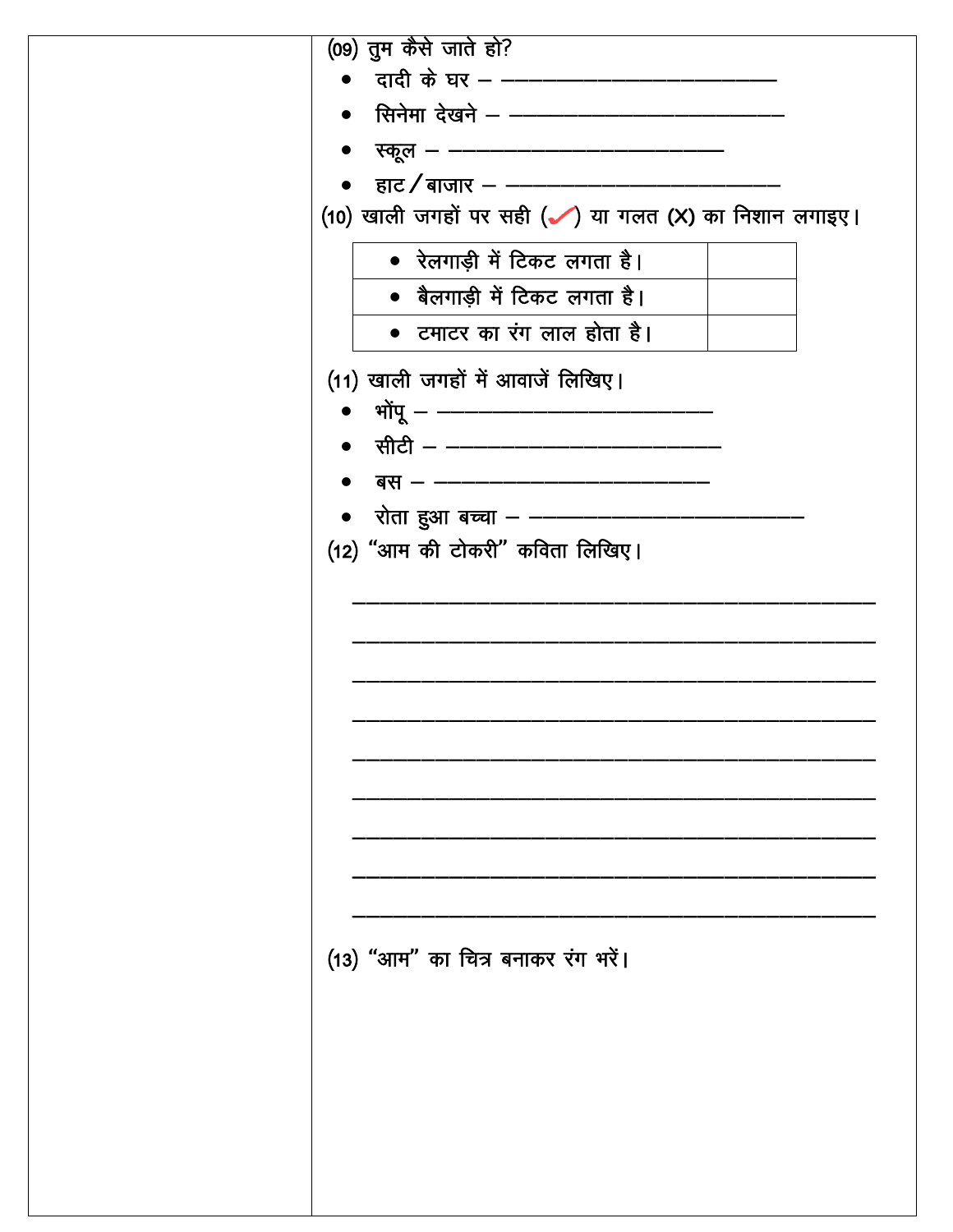(09) तुम कैसे जाते हो?

- दादी के घर – ____________________________
- सिनेमा देखने – ____________________________
- स्कूल – ____________________________
- हाट/बाजार – ____________________________

(10) खाली जगहों पर सही (✓) या गलत (X) का निशान लगाइए।

| | |
|---|---|
| • रेलगाड़ी में टिकट लगता है। | |
| • बैलगाड़ी में टिकट लगता है। | |
| • टमाटर का रंग लाल होता है। | |

(11) खाली जगहों में आवाजें लिखिए।

- भोंपू – ____________________________
- सीटी – ____________________________
- बस – ____________________________
- रोता हुआ बच्चा – ____________________________

(12) "आम की टोकरी" कविता लिखिए।

______________________________________________________

______________________________________________________

______________________________________________________

______________________________________________________

______________________________________________________

______________________________________________________

______________________________________________________

______________________________________________________

______________________________________________________

(13) "आम" का चित्र बनाकर रंग भरें।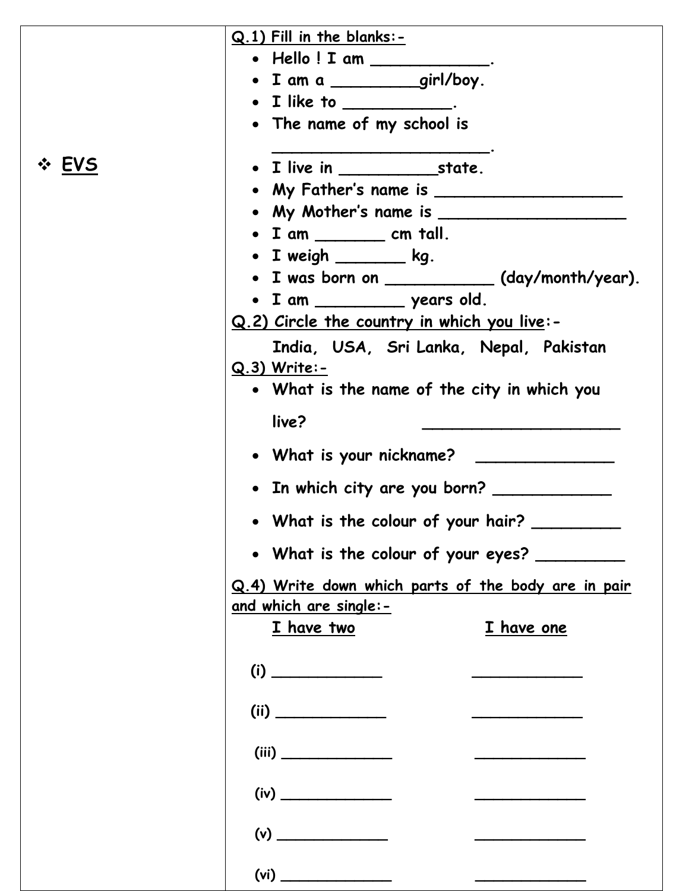❖ **EVS**

**Q.1) Fill in the blanks:-**

- Hello ! I am ____________.
- I am a _________girl/boy.
- I like to ___________.
- The name of my school is ________________________.
- I live in __________state.
- My Father's name is ___________________
- My Mother's name is ___________________
- I am _______ cm tall.
- I weigh _______ kg.
- I was born on ___________ (day/month/year).
- I am _________ years old.

**Q.2) Circle the country in which you live:-**

India, USA, Sri Lanka, Nepal, Pakistan

**Q.3) Write:-**

- What is the name of the city in which you live? _____________________
- What is your nickname? _______________
- In which city are you born? ____________
- What is the colour of your hair? _________
- What is the colour of your eyes? _________

**Q.4) Write down which parts of the body are in pair and which are single:-**

| I have two | I have one |
|---|---|
| (i) ____________ | ____________ |
| (ii) ____________ | ____________ |
| (iii) ____________ | ____________ |
| (iv) ____________ | ____________ |
| (v) ____________ | ____________ |
| (vi) ____________ | ____________ |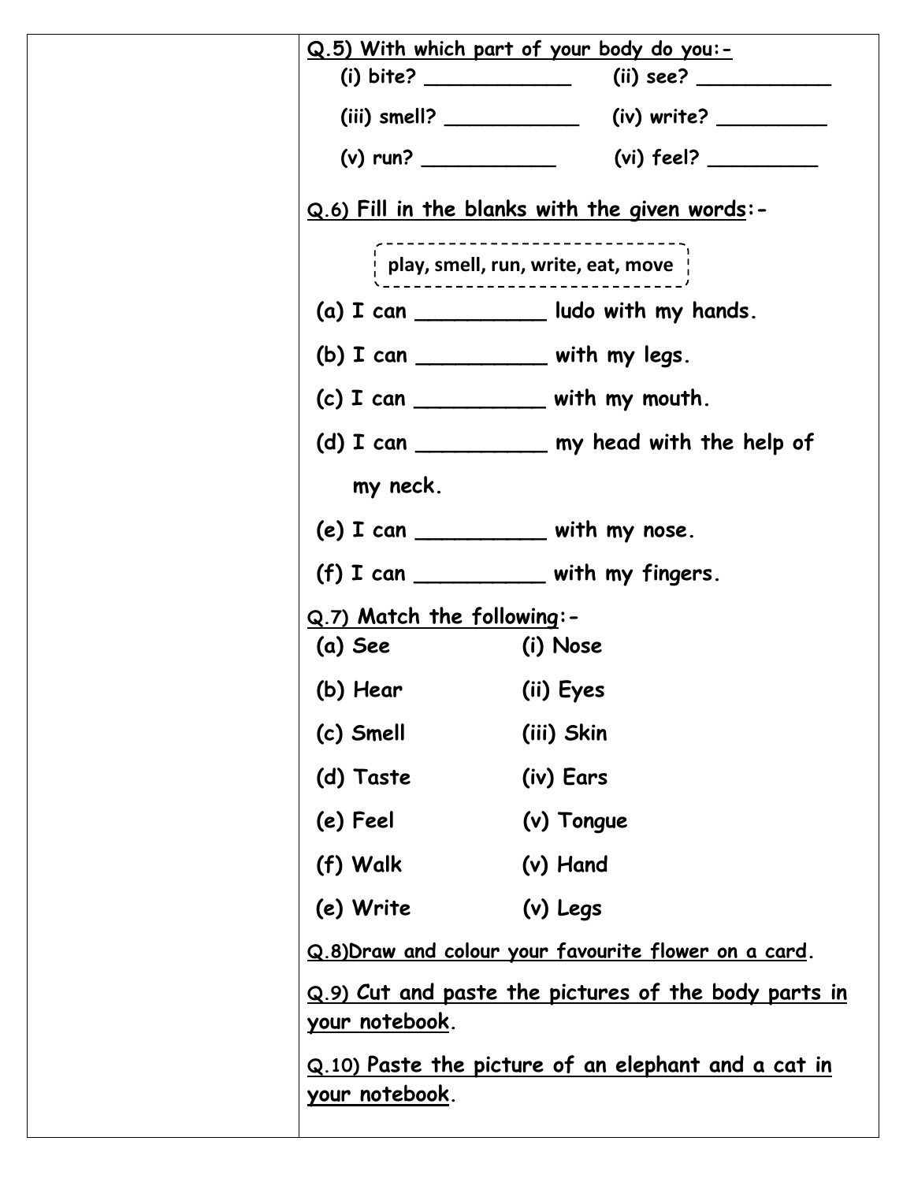**Q.5) With which part of your body do you:-**

(i) bite? ____________ (ii) see? ___________

(iii) smell? ___________ (iv) write? _________

(v) run? ___________ (vi) feel? _________

**Q.6) Fill in the blanks with the given words:-**

play, smell, run, write, eat, move

(a) I can __________ ludo with my hands.

(b) I can __________ with my legs.

(c) I can __________ with my mouth.

(d) I can __________ my head with the help of my neck.

(e) I can __________ with my nose.

(f) I can __________ with my fingers.

**Q.7) Match the following:-**

| | |
|---|---|
| (a) See | (i) Nose |
| (b) Hear | (ii) Eyes |
| (c) Smell | (iii) Skin |
| (d) Taste | (iv) Ears |
| (e) Feel | (v) Tongue |
| (f) Walk | (v) Hand |
| (e) Write | (v) Legs |

**Q.8) Draw and colour your favourite flower on a card.**

**Q.9) Cut and paste the pictures of the body parts in your notebook.**

**Q.10) Paste the picture of an elephant and a cat in your notebook.**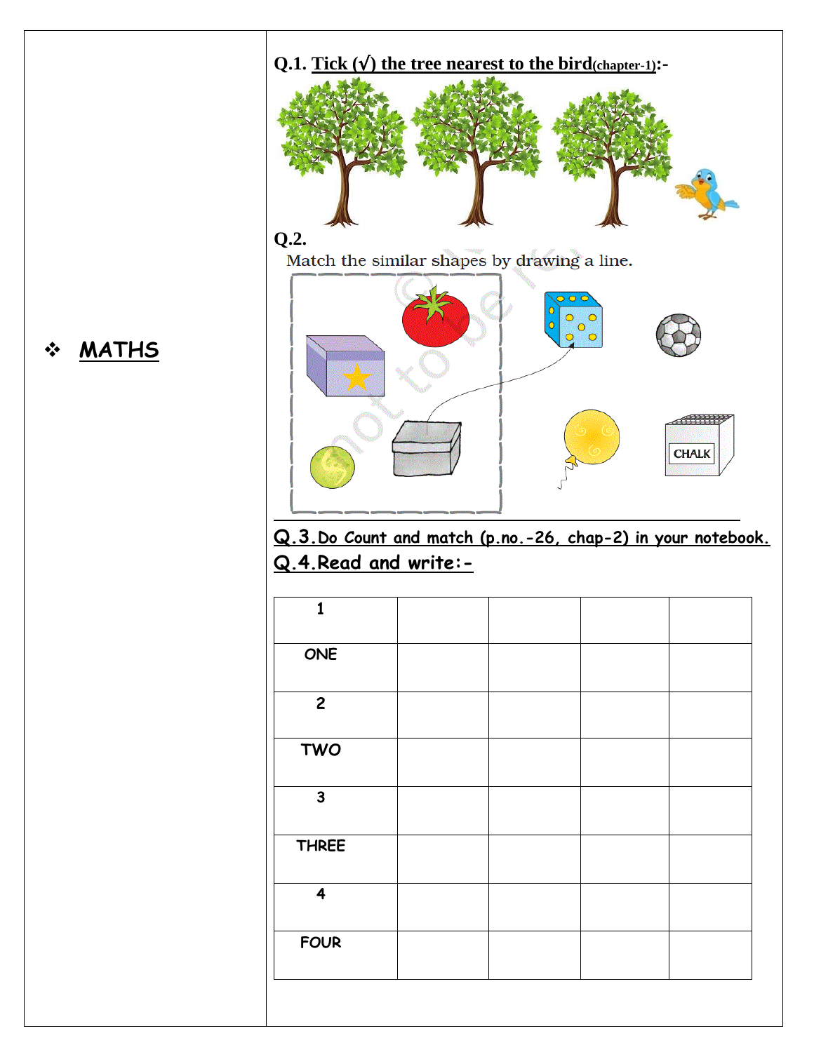❖ **MATHS**

**Q.1. Tick (√) the tree nearest to the bird(chapter-1):-**

**Q.2.**

Match the similar shapes by drawing a line.

CHALK

**Q.3.Do Count and match (p.no.-26, chap-2) in your notebook.**

**Q.4.Read and write:-**

| 1 | | | | |
|---|---|---|---|---|
| ONE | | | | |
| 2 | | | | |
| TWO | | | | |
| 3 | | | | |
| THREE | | | | |
| 4 | | | | |
| FOUR | | | | |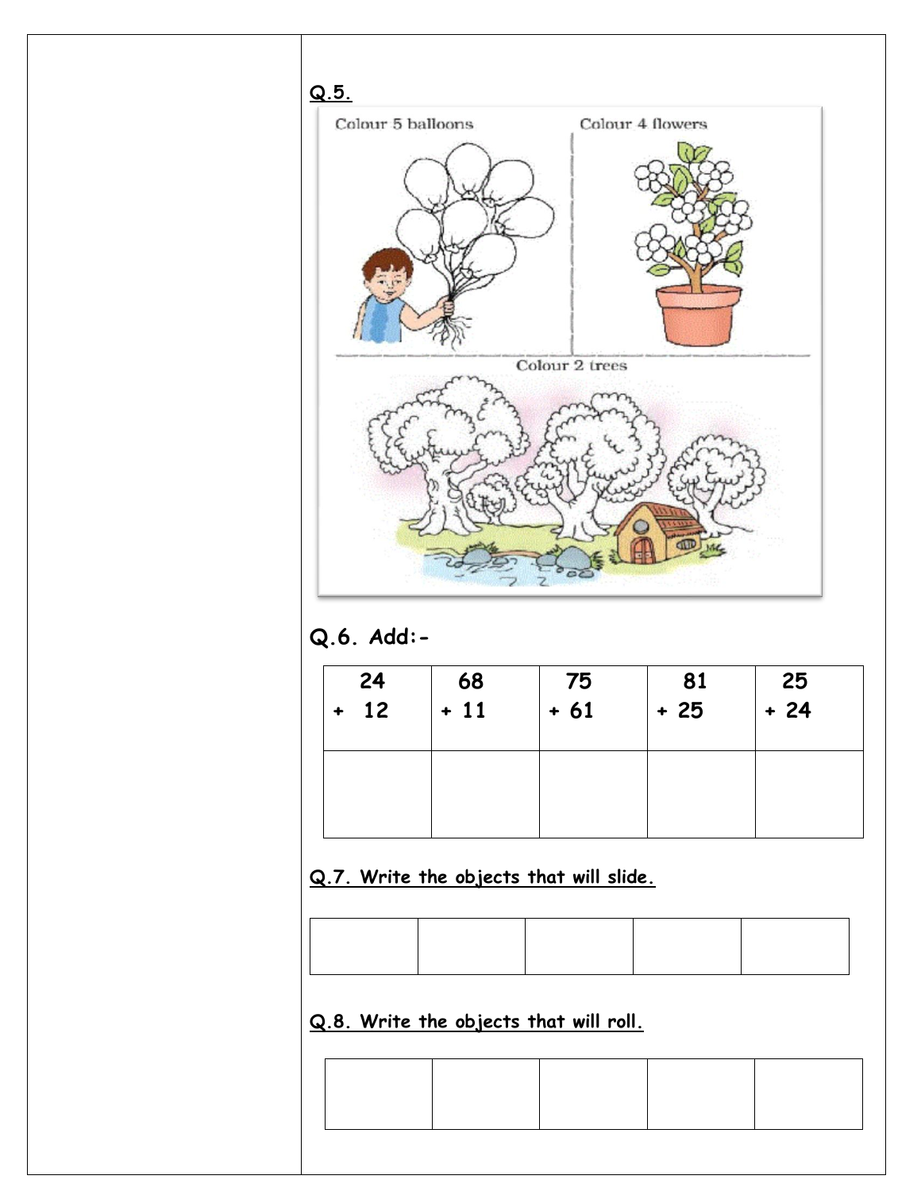**Q.5.**

Colour 5 balloons

Colour 4 flowers

Colour 2 trees

**Q.6. Add:-**

| 24<br>+ 12 | 68<br>+ 11 | 75<br>+ 61 | 81<br>+ 25 | 25<br>+ 24 |
|---|---|---|---|---|
| | | | | |

**Q.7. Write the objects that will slide.**

| | | | | |
|---|---|---|---|---|
| | | | | |

**Q.8. Write the objects that will roll.**

| | | | | |
|---|---|---|---|---|
| | | | | |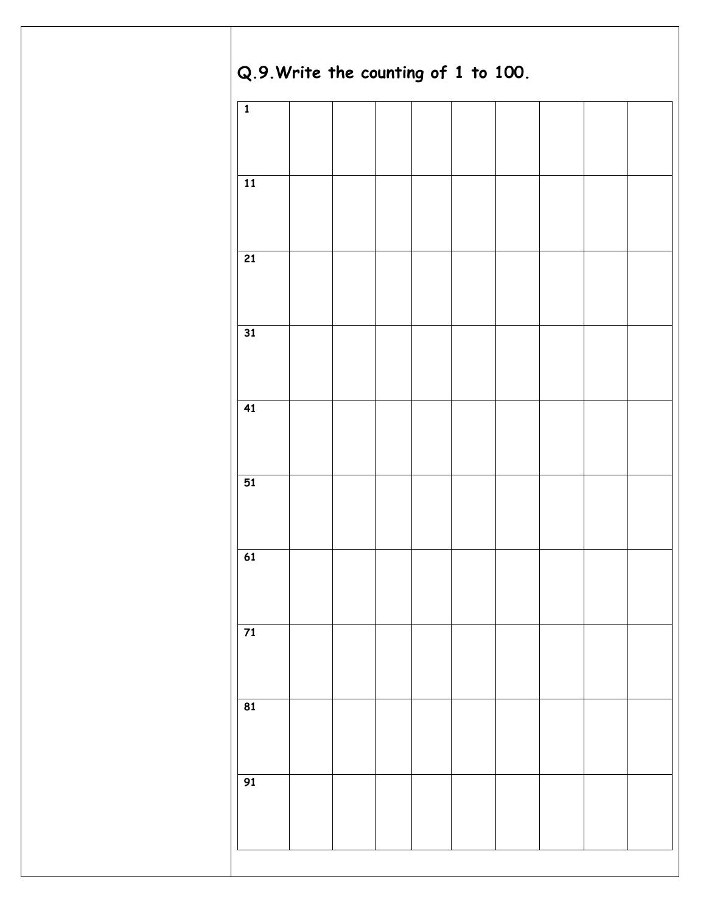**Q.9.Write the counting of 1 to 100.**

| 1 | | | | | | | | | |
|---|---|---|---|---|---|---|---|---|---|
| 11 | | | | | | | | | |
| 21 | | | | | | | | | |
| 31 | | | | | | | | | |
| 41 | | | | | | | | | |
| 51 | | | | | | | | | |
| 61 | | | | | | | | | |
| 71 | | | | | | | | | |
| 81 | | | | | | | | | |
| 91 | | | | | | | | | |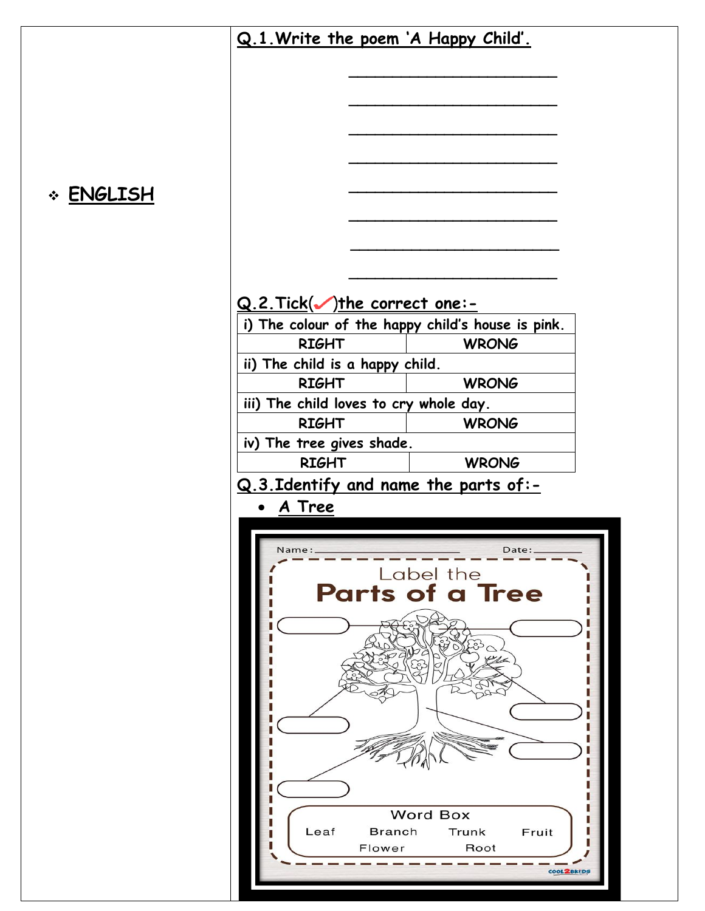❖ **ENGLISH**

**Q.1. Write the poem 'A Happy Child'.**

________________________

________________________

________________________

________________________

________________________

________________________

________________________

________________________

**Q.2. Tick(✓) the correct one:-**

| i) The colour of the happy child's house is pink. | |
|---|---|
| RIGHT | WRONG |
| ii) The child is a happy child. | |
| RIGHT | WRONG |
| iii) The child loves to cry whole day. | |
| RIGHT | WRONG |
| iv) The tree gives shade. | |
| RIGHT | WRONG |

**Q.3. Identify and name the parts of:-**

- ***A Tree***

Name: ____________ Date: ________

Label the
**Parts of a Tree**

Word Box

Leaf Branch Trunk Fruit
Flower Root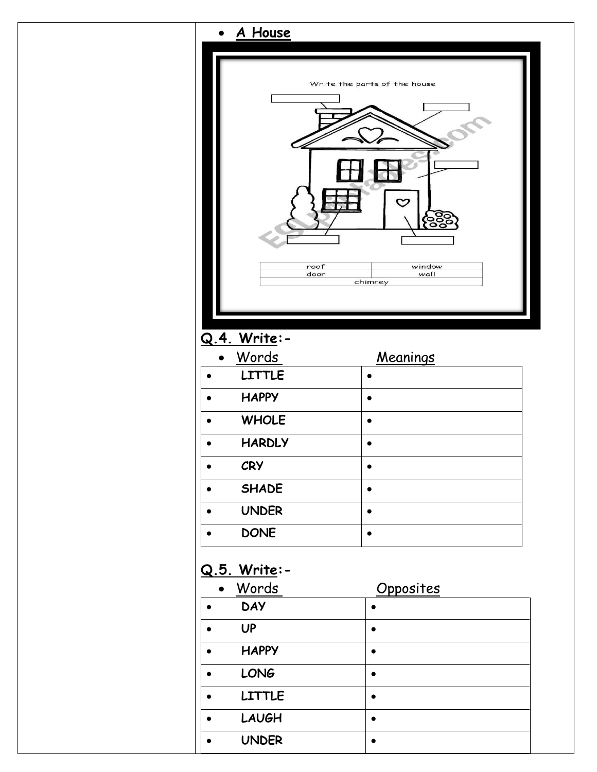- **A House**

Write the parts of the house

| roof | window |
| --- | --- |
| door | wall |
| chimney | |

## Q.4. Write:-

- Words                    Meanings

| Words | Meanings |
| --- | --- |
| • LITTLE | • |
| • HAPPY | • |
| • WHOLE | • |
| • HARDLY | • |
| • CRY | • |
| • SHADE | • |
| • UNDER | • |
| • DONE | • |

## Q.5. Write:-

- Words                    Opposites

| Words | Opposites |
| --- | --- |
| • DAY | • |
| • UP | • |
| • HAPPY | • |
| • LONG | • |
| • LITTLE | • |
| • LAUGH | • |
| • UNDER | • |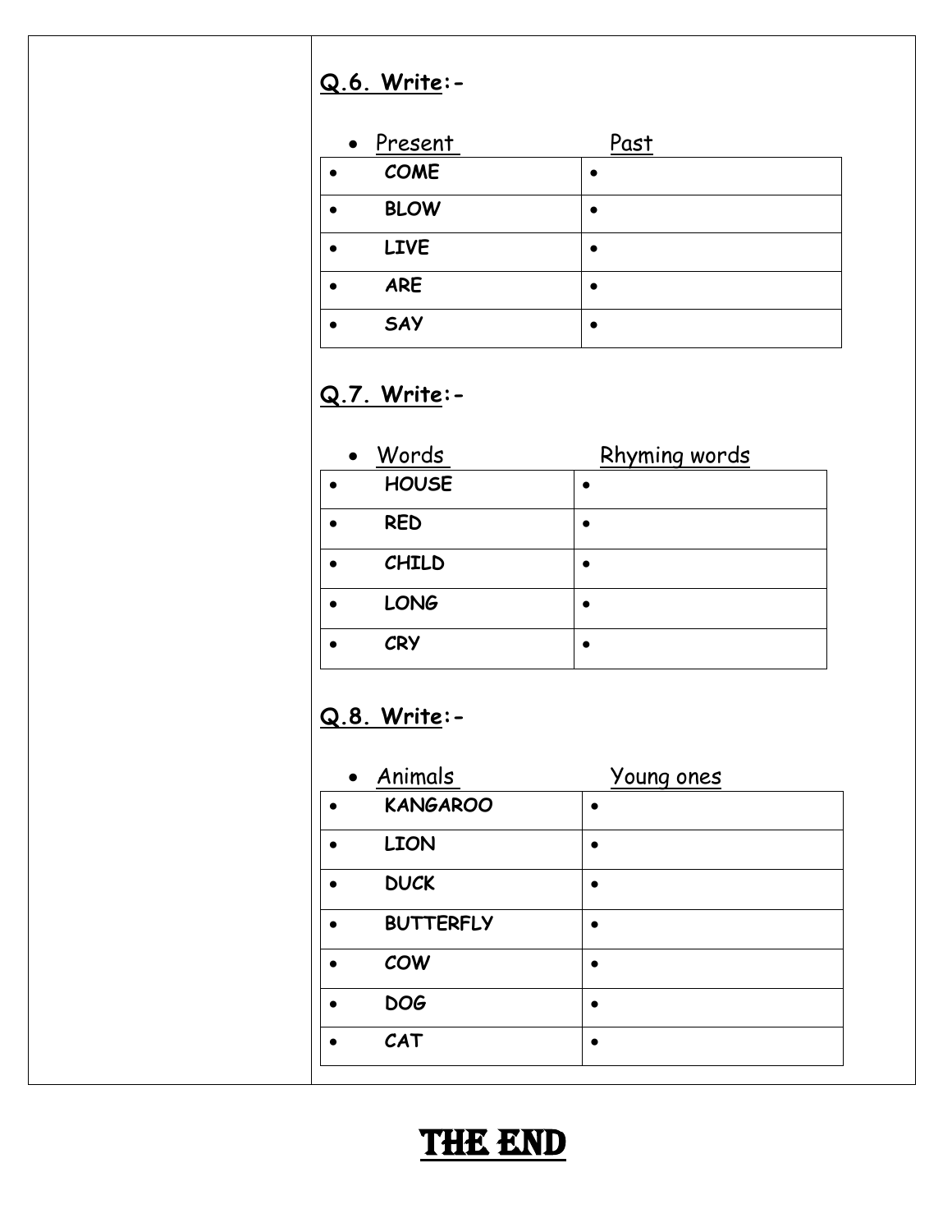**Q.6. Write:-**

| Present | Past |
|---|---|
| COME | |
| BLOW | |
| LIVE | |
| ARE | |
| SAY | |

**Q.7. Write:-**

| Words | Rhyming words |
|---|---|
| HOUSE | |
| RED | |
| CHILD | |
| LONG | |
| CRY | |

**Q.8. Write:-**

| Animals | Young ones |
|---|---|
| KANGAROO | |
| LION | |
| DUCK | |
| BUTTERFLY | |
| COW | |
| DOG | |
| CAT | |

# THE END